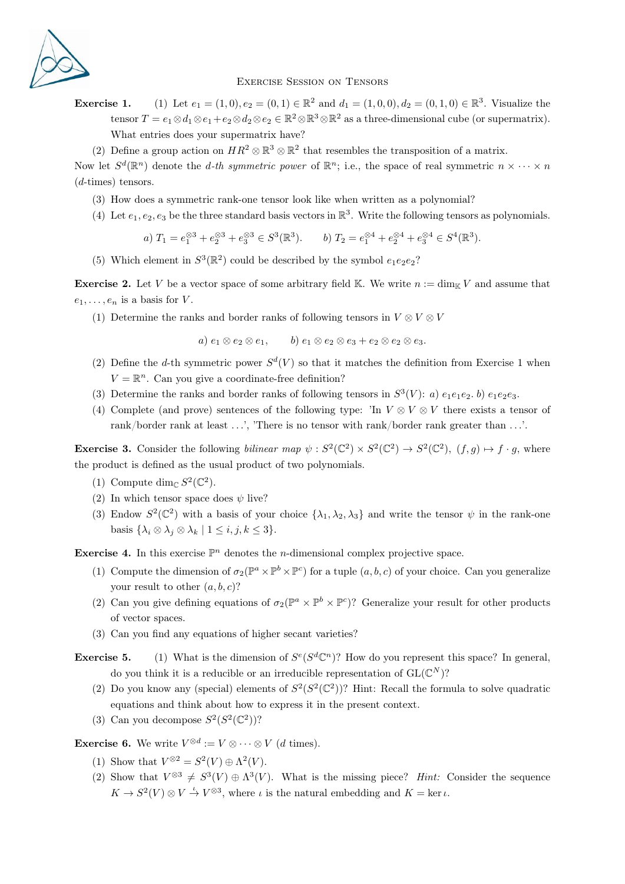# Exercise Session on Tensors

**Exercise 1.** (1) Let $e_1 = (1,0), e_2 = (0,1) \in \mathbb{R}^2$ and $d_1 = (1,0,0), d_2 = (0,1,0) \in \mathbb{R}^3$. Visualize the tensor $T = e_1 \otimes d_1 \otimes e_1 + e_2 \otimes d_2 \otimes e_2 \in \mathbb{R}^2 \otimes \mathbb{R}^3 \otimes \mathbb{R}^2$ as a three-dimensional cube (or supermatrix). What entries does your supermatrix have?

(2) Define a group action on $HR^2 \otimes \mathbb{R}^3 \otimes \mathbb{R}^2$ that resembles the transposition of a matrix.

Now let $S^d(\mathbb{R}^n)$ denote the *d-th symmetric power* of $\mathbb{R}^n$; i.e., the space of real symmetric $n \times \cdots \times n$ ($d$-times) tensors.

(3) How does a symmetric rank-one tensor look like when written as a polynomial?

(4) Let $e_1, e_2, e_3$ be the three standard basis vectors in $\mathbb{R}^3$. Write the following tensors as polynomials.

$$a)\ T_1 = e_1^{\otimes 3} + e_2^{\otimes 3} + e_3^{\otimes 3} \in S^3(\mathbb{R}^3). \qquad b)\ T_2 = e_1^{\otimes 4} + e_2^{\otimes 4} + e_3^{\otimes 4} \in S^4(\mathbb{R}^3).$$

(5) Which element in $S^3(\mathbb{R}^2)$ could be described by the symbol $e_1e_2e_2$?

**Exercise 2.** Let $V$ be a vector space of some arbitrary field $\mathbb{K}$. We write $n := \dim_{\mathbb{K}} V$ and assume that $e_1, \ldots, e_n$ is a basis for $V$.

(1) Determine the ranks and border ranks of following tensors in $V \otimes V \otimes V$

$$a)\ e_1 \otimes e_2 \otimes e_1, \qquad b)\ e_1 \otimes e_2 \otimes e_3 + e_2 \otimes e_2 \otimes e_3.$$

(2) Define the $d$-th symmetric power $S^d(V)$ so that it matches the definition from Exercise 1 when $V = \mathbb{R}^n$. Can you give a coordinate-free definition?

(3) Determine the ranks and border ranks of following tensors in $S^3(V)$: *a)* $e_1e_1e_2$. *b)* $e_1e_2e_3$.

(4) Complete (and prove) sentences of the following type: 'In $V \otimes V \otimes V$ there exists a tensor of rank/border rank at least ...', 'There is no tensor with rank/border rank greater than ...'.

**Exercise 3.** Consider the following *bilinear map* $\psi : S^2(\mathbb{C}^2) \times S^2(\mathbb{C}^2) \to S^2(\mathbb{C}^2)$, $(f,g) \mapsto f \cdot g$, where the product is defined as the usual product of two polynomials.

(1) Compute $\dim_{\mathbb{C}} S^2(\mathbb{C}^2)$.

(2) In which tensor space does $\psi$ live?

(3) Endow $S^2(\mathbb{C}^2)$ with a basis of your choice $\{\lambda_1, \lambda_2, \lambda_3\}$ and write the tensor $\psi$ in the rank-one basis $\{\lambda_i \otimes \lambda_j \otimes \lambda_k \mid 1 \leq i,j,k \leq 3\}$.

**Exercise 4.** In this exercise $\mathbb{P}^n$ denotes the $n$-dimensional complex projective space.

(1) Compute the dimension of $\sigma_2(\mathbb{P}^a \times \mathbb{P}^b \times \mathbb{P}^c)$ for a tuple $(a,b,c)$ of your choice. Can you generalize your result to other $(a,b,c)$?

(2) Can you give defining equations of $\sigma_2(\mathbb{P}^a \times \mathbb{P}^b \times \mathbb{P}^c)$? Generalize your result for other products of vector spaces.

(3) Can you find any equations of higher secant varieties?

**Exercise 5.** (1) What is the dimension of $S^e(S^d\mathbb{C}^n)$? How do you represent this space? In general, do you think it is a reducible or an irreducible representation of $\mathrm{GL}(\mathbb{C}^N)$?

(2) Do you know any (special) elements of $S^2(S^2(\mathbb{C}^2))$? Hint: Recall the formula to solve quadratic equations and think about how to express it in the present context.

(3) Can you decompose $S^2(S^2(\mathbb{C}^2))$?

**Exercise 6.** We write $V^{\otimes d} := V \otimes \cdots \otimes V$ ($d$ times).

(1) Show that $V^{\otimes 2} = S^2(V) \oplus \Lambda^2(V)$.

(2) Show that $V^{\otimes 3} \neq S^3(V) \oplus \Lambda^3(V)$. What is the missing piece? *Hint:* Consider the sequence $K \to S^2(V) \otimes V \xrightarrow{\iota} V^{\otimes 3}$, where $\iota$ is the natural embedding and $K = \ker \iota$.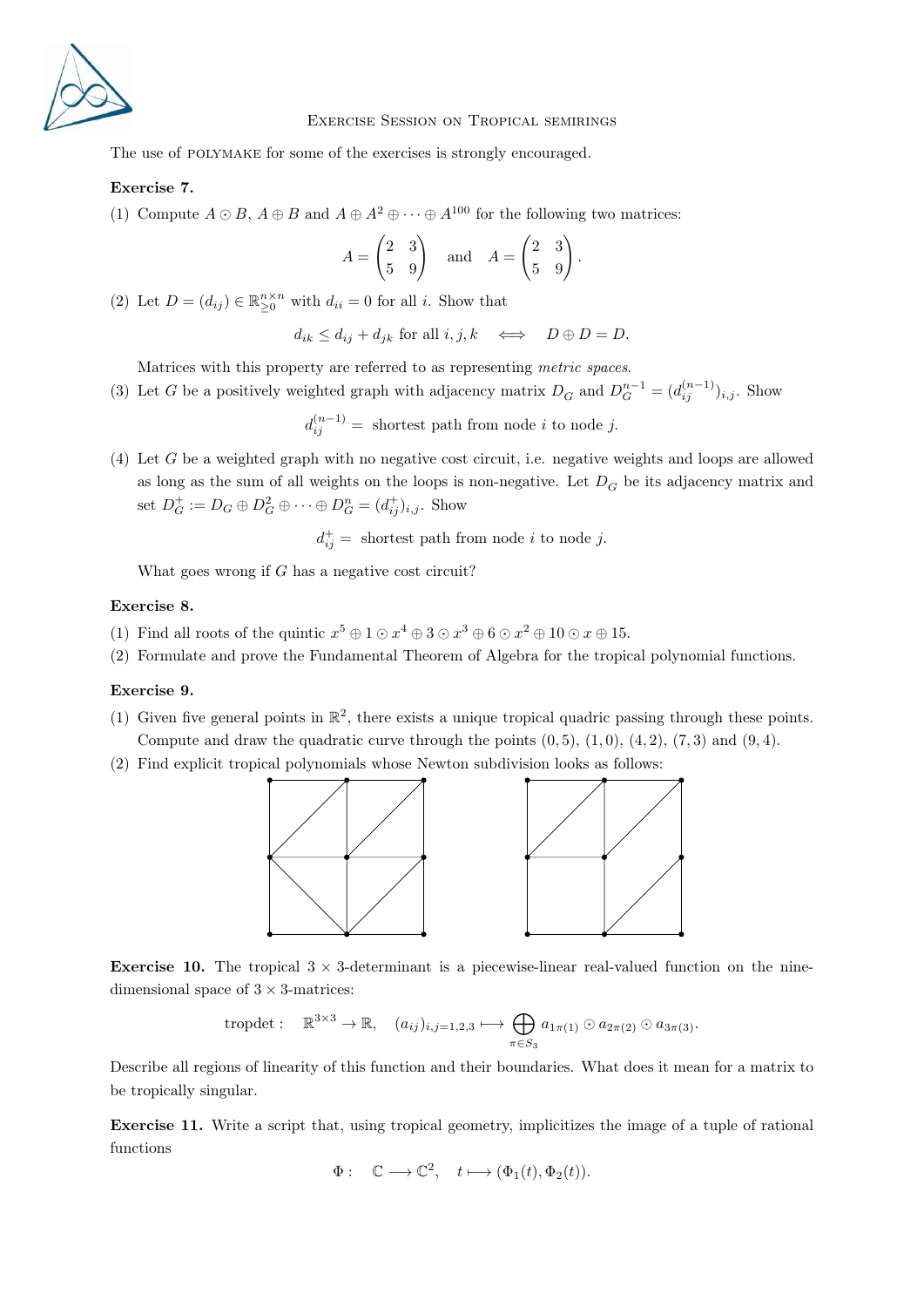The use of polymake for some of the exercises is strongly encouraged.

**Exercise 7.**

(1) Compute $A \odot B$, $A \oplus B$ and $A \oplus A^2 \oplus \cdots \oplus A^{100}$ for the following two matrices:

$$A = \begin{pmatrix} 2 & 3 \\ 5 & 9 \end{pmatrix} \quad \text{and} \quad A = \begin{pmatrix} 2 & 3 \\ 5 & 9 \end{pmatrix}.$$

(2) Let $D = (d_{ij}) \in \mathbb{R}_{\geq 0}^{n \times n}$ with $d_{ii} = 0$ for all $i$. Show that

$$d_{ik} \leq d_{ij} + d_{jk} \text{ for all } i, j, k \quad \Longleftrightarrow \quad D \oplus D = D.$$

Matrices with this property are referred to as representing *metric spaces*.

(3) Let $G$ be a positively weighted graph with adjacency matrix $D_G$ and $D_G^{n-1} = (d_{ij}^{(n-1)})_{i,j}$. Show

$$d_{ij}^{(n-1)} = \text{ shortest path from node } i \text{ to node } j.$$

(4) Let $G$ be a weighted graph with no negative cost circuit, i.e. negative weights and loops are allowed as long as the sum of all weights on the loops is non-negative. Let $D_G$ be its adjacency matrix and set $D_G^+ := D_G \oplus D_G^2 \oplus \cdots \oplus D_G^n = (d_{ij}^+)_{i,j}$. Show

$$d_{ij}^+ = \text{ shortest path from node } i \text{ to node } j.$$

What goes wrong if $G$ has a negative cost circuit?

**Exercise 8.**

(1) Find all roots of the quintic $x^5 \oplus 1 \odot x^4 \oplus 3 \odot x^3 \oplus 6 \odot x^2 \oplus 10 \odot x \oplus 15$.

(2) Formulate and prove the Fundamental Theorem of Algebra for the tropical polynomial functions.

**Exercise 9.**

(1) Given five general points in $\mathbb{R}^2$, there exists a unique tropical quadric passing through these points. Compute and draw the quadratic curve through the points $(0, 5)$, $(1, 0)$, $(4, 2)$, $(7, 3)$ and $(9, 4)$.

(2) Find explicit tropical polynomials whose Newton subdivision looks as follows:

**Exercise 10.** The tropical $3 \times 3$-determinant is a piecewise-linear real-valued function on the nine-dimensional space of $3 \times 3$-matrices:

$$\text{tropdet}: \quad \mathbb{R}^{3\times 3} \to \mathbb{R}, \quad (a_{ij})_{i,j=1,2,3} \longmapsto \bigoplus_{\pi \in S_3} a_{1\pi(1)} \odot a_{2\pi(2)} \odot a_{3\pi(3)}.$$

Describe all regions of linearity of this function and their boundaries. What does it mean for a matrix to be tropically singular.

**Exercise 11.** Write a script that, using tropical geometry, implicitizes the image of a tuple of rational functions

$$\Phi: \quad \mathbb{C} \longrightarrow \mathbb{C}^2, \quad t \longmapsto (\Phi_1(t), \Phi_2(t)).$$